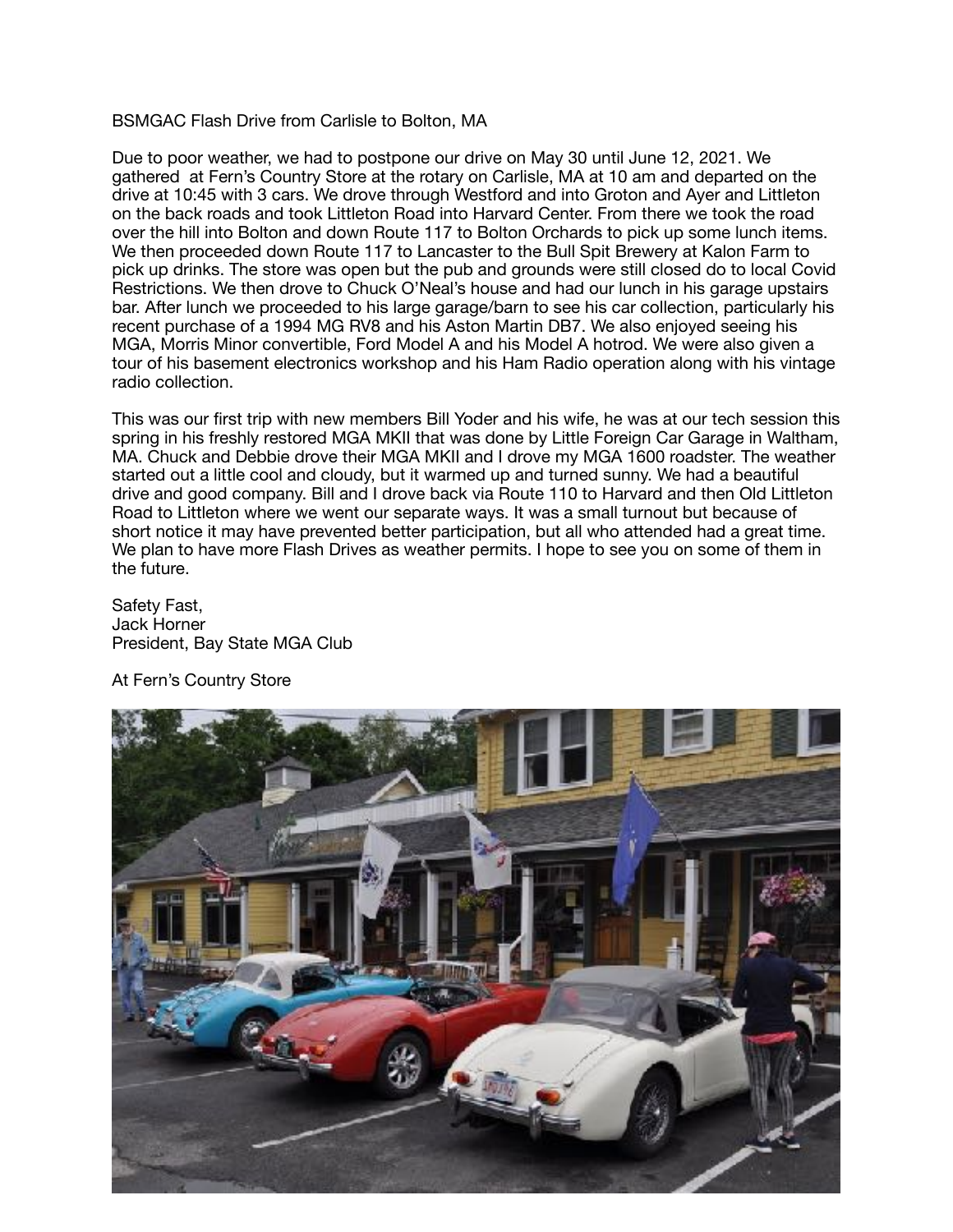BSMGAC Flash Drive from Carlisle to Bolton, MA

Due to poor weather, we had to postpone our drive on May 30 until June 12, 2021. We gathered at Fern's Country Store at the rotary on Carlisle, MA at 10 am and departed on the drive at 10:45 with 3 cars. We drove through Westford and into Groton and Ayer and Littleton on the back roads and took Littleton Road into Harvard Center. From there we took the road over the hill into Bolton and down Route 117 to Bolton Orchards to pick up some lunch items. We then proceeded down Route 117 to Lancaster to the Bull Spit Brewery at Kalon Farm to pick up drinks. The store was open but the pub and grounds were still closed do to local Covid Restrictions. We then drove to Chuck O'Neal's house and had our lunch in his garage upstairs bar. After lunch we proceeded to his large garage/barn to see his car collection, particularly his recent purchase of a 1994 MG RV8 and his Aston Martin DB7. We also enjoyed seeing his MGA, Morris Minor convertible, Ford Model A and his Model A hotrod. We were also given a tour of his basement electronics workshop and his Ham Radio operation along with his vintage radio collection.

This was our first trip with new members Bill Yoder and his wife, he was at our tech session this spring in his freshly restored MGA MKII that was done by Little Foreign Car Garage in Waltham, MA. Chuck and Debbie drove their MGA MKII and I drove my MGA 1600 roadster. The weather started out a little cool and cloudy, but it warmed up and turned sunny. We had a beautiful drive and good company. Bill and I drove back via Route 110 to Harvard and then Old Littleton Road to Littleton where we went our separate ways. It was a small turnout but because of short notice it may have prevented better participation, but all who attended had a great time. We plan to have more Flash Drives as weather permits. I hope to see you on some of them in the future.

Safety Fast,
Jack Horner
President, Bay State MGA Club

At Fern's Country Store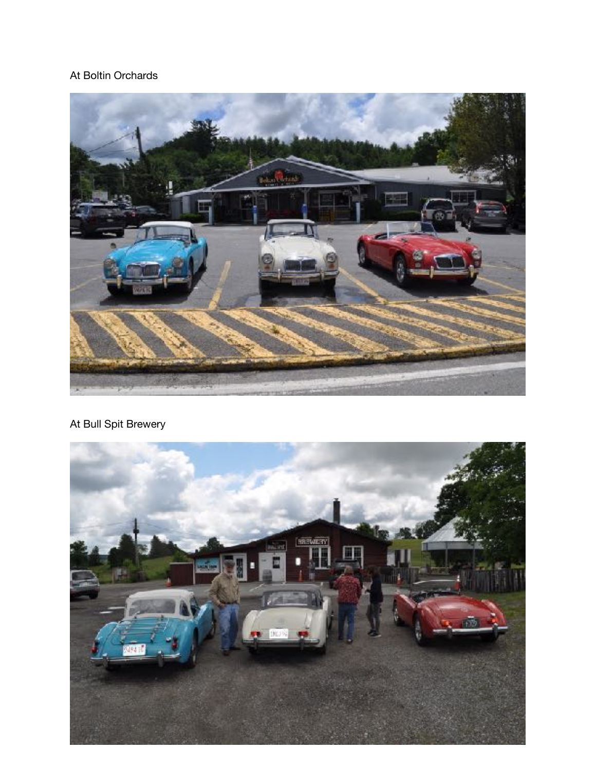At Boltin Orchards

At Bull Spit Brewery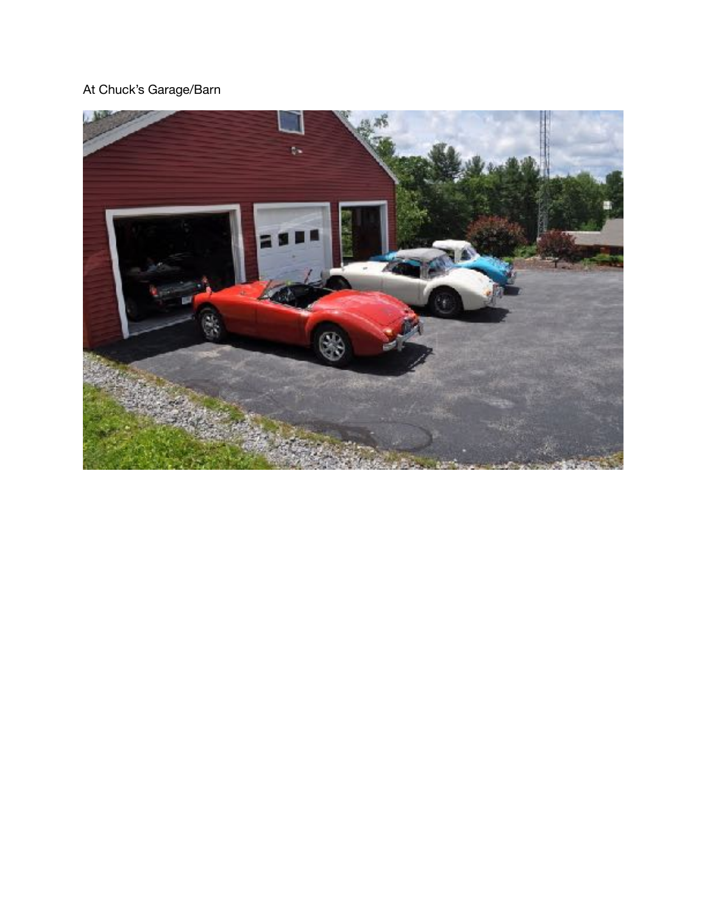At Chuck's Garage/Barn